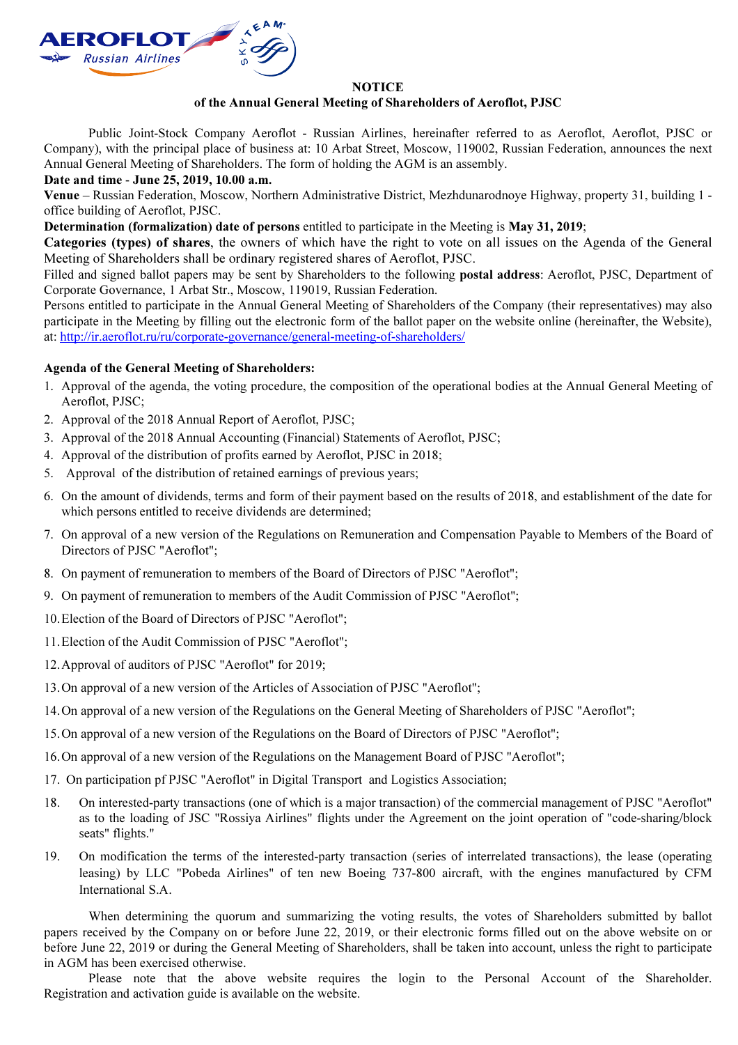**NOTICE**

**of the Annual General Meeting of Shareholders of Aeroflot, PJSC**

Public Joint-Stock Company Aeroflot - Russian Airlines, hereinafter referred to as Aeroflot, Aeroflot, PJSC or Company), with the principal place of business at: 10 Arbat Street, Moscow, 119002, Russian Federation, announces the next Annual General Meeting of Shareholders. The form of holding the AGM is an assembly.

**Date and time** - **June 25, 2019, 10.00 a.m.**

**Venue** – Russian Federation, Moscow, Northern Administrative District, Mezhdunarodnoye Highway, property 31, building 1 - office building of Aeroflot, PJSC.

**Determination (formalization) date of persons** entitled to participate in the Meeting is **May 31, 2019**;

**Categories (types) of shares**, the owners of which have the right to vote on all issues on the Agenda of the General Meeting of Shareholders shall be ordinary registered shares of Aeroflot, PJSC.

Filled and signed ballot papers may be sent by Shareholders to the following **postal address**: Aeroflot, PJSC, Department of Corporate Governance, 1 Arbat Str., Moscow, 119019, Russian Federation.

Persons entitled to participate in the Annual General Meeting of Shareholders of the Company (their representatives) may also participate in the Meeting by filling out the electronic form of the ballot paper on the website online (hereinafter, the Website), at: http://ir.aeroflot.ru/ru/corporate-governance/general-meeting-of-shareholders/

**Agenda of the General Meeting of Shareholders:**

1. Approval of the agenda, the voting procedure, the composition of the operational bodies at the Annual General Meeting of Aeroflot, PJSC;
2. Approval of the 2018 Annual Report of Aeroflot, PJSC;
3. Approval of the 2018 Annual Accounting (Financial) Statements of Aeroflot, PJSC;
4. Approval of the distribution of profits earned by Aeroflot, PJSC in 2018;
5. Approval of the distribution of retained earnings of previous years;
6. On the amount of dividends, terms and form of their payment based on the results of 2018, and establishment of the date for which persons entitled to receive dividends are determined;
7. On approval of a new version of the Regulations on Remuneration and Compensation Payable to Members of the Board of Directors of PJSC "Aeroflot";
8. On payment of remuneration to members of the Board of Directors of PJSC "Aeroflot";
9. On payment of remuneration to members of the Audit Commission of PJSC "Aeroflot";
10. Election of the Board of Directors of PJSC "Aeroflot";
11. Election of the Audit Commission of PJSC "Aeroflot";
12. Approval of auditors of PJSC "Aeroflot" for 2019;
13. On approval of a new version of the Articles of Association of PJSC "Aeroflot";
14. On approval of a new version of the Regulations on the General Meeting of Shareholders of PJSC "Aeroflot";
15. On approval of a new version of the Regulations on the Board of Directors of PJSC "Aeroflot";
16. On approval of a new version of the Regulations on the Management Board of PJSC "Aeroflot";
17. On participation pf PJSC "Aeroflot" in Digital Transport and Logistics Association;
18. On interested-party transactions (one of which is a major transaction) of the commercial management of PJSC "Aeroflot" as to the loading of JSC "Rossiya Airlines" flights under the Agreement on the joint operation of "code-sharing/block seats" flights."
19. On modification the terms of the interested-party transaction (series of interrelated transactions), the lease (operating leasing) by LLC "Pobeda Airlines" of ten new Boeing 737-800 aircraft, with the engines manufactured by CFM International S.A.

When determining the quorum and summarizing the voting results, the votes of Shareholders submitted by ballot papers received by the Company on or before June 22, 2019, or their electronic forms filled out on the above website on or before June 22, 2019 or during the General Meeting of Shareholders, shall be taken into account, unless the right to participate in AGM has been exercised otherwise.

Please note that the above website requires the login to the Personal Account of the Shareholder. Registration and activation guide is available on the website.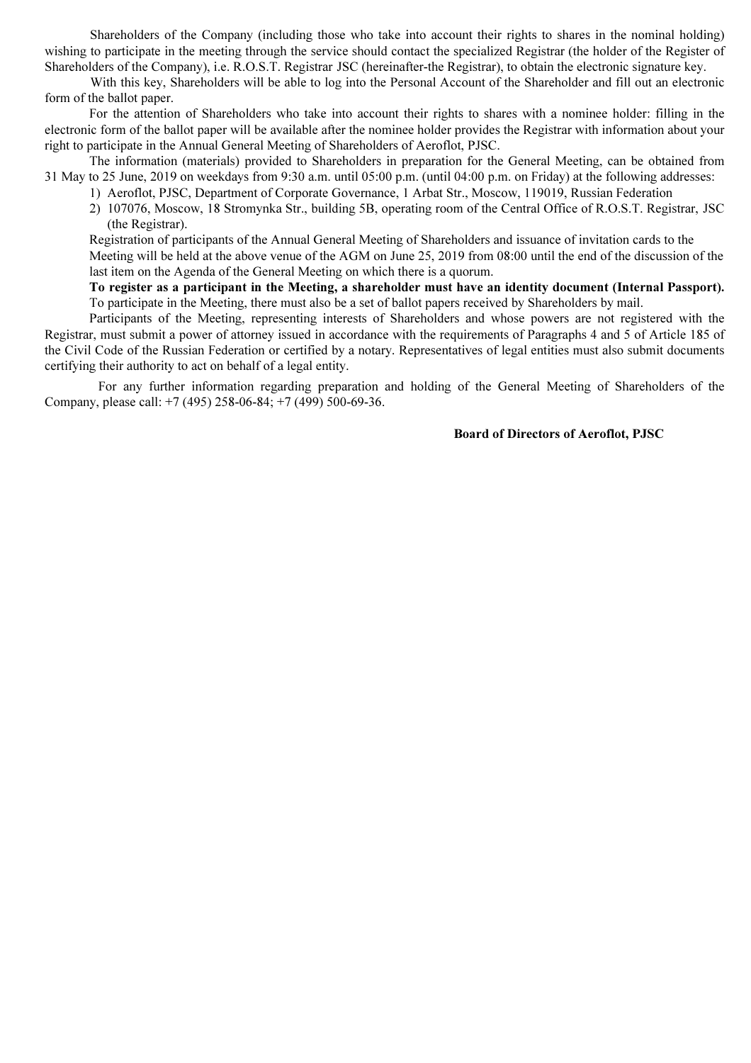Shareholders of the Company (including those who take into account their rights to shares in the nominal holding) wishing to participate in the meeting through the service should contact the specialized Registrar (the holder of the Register of Shareholders of the Company), i.e. R.O.S.T. Registrar JSC (hereinafter-the Registrar), to obtain the electronic signature key.

With this key, Shareholders will be able to log into the Personal Account of the Shareholder and fill out an electronic form of the ballot paper.

For the attention of Shareholders who take into account their rights to shares with a nominee holder: filling in the electronic form of the ballot paper will be available after the nominee holder provides the Registrar with information about your right to participate in the Annual General Meeting of Shareholders of Aeroflot, PJSC.

The information (materials) provided to Shareholders in preparation for the General Meeting, can be obtained from 31 May to 25 June, 2019 on weekdays from 9:30 a.m. until 05:00 p.m. (until 04:00 p.m. on Friday) at the following addresses:

1) Aeroflot, PJSC, Department of Corporate Governance, 1 Arbat Str., Moscow, 119019, Russian Federation
2) 107076, Moscow, 18 Stromynka Str., building 5B, operating room of the Central Office of R.O.S.T. Registrar, JSC (the Registrar).

Registration of participants of the Annual General Meeting of Shareholders and issuance of invitation cards to the Meeting will be held at the above venue of the AGM on June 25, 2019 from 08:00 until the end of the discussion of the last item on the Agenda of the General Meeting on which there is a quorum.

**To register as a participant in the Meeting, a shareholder must have an identity document (Internal Passport).** To participate in the Meeting, there must also be a set of ballot papers received by Shareholders by mail.

Participants of the Meeting, representing interests of Shareholders and whose powers are not registered with the Registrar, must submit a power of attorney issued in accordance with the requirements of Paragraphs 4 and 5 of Article 185 of the Civil Code of the Russian Federation or certified by a notary. Representatives of legal entities must also submit documents certifying their authority to act on behalf of a legal entity.

For any further information regarding preparation and holding of the General Meeting of Shareholders of the Company, please call: +7 (495) 258-06-84; +7 (499) 500-69-36.

**Board of Directors of Aeroflot, PJSC**